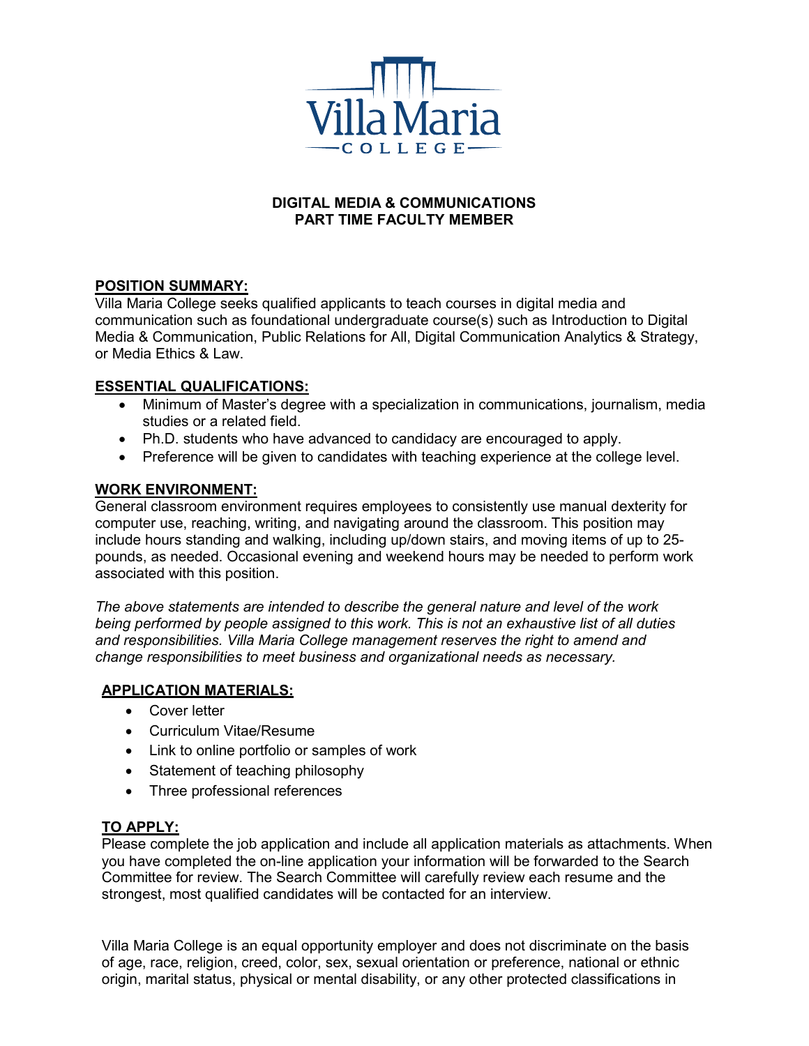Villa Maria
COLLEGE

# DIGITAL MEDIA & COMMUNICATIONS
# PART TIME FACULTY MEMBER

## POSITION SUMMARY:

Villa Maria College seeks qualified applicants to teach courses in digital media and communication such as foundational undergraduate course(s) such as Introduction to Digital Media & Communication, Public Relations for All, Digital Communication Analytics & Strategy, or Media Ethics & Law.

## ESSENTIAL QUALIFICATIONS:

- Minimum of Master's degree with a specialization in communications, journalism, media studies or a related field.
- Ph.D. students who have advanced to candidacy are encouraged to apply.
- Preference will be given to candidates with teaching experience at the college level.

## WORK ENVIRONMENT:

General classroom environment requires employees to consistently use manual dexterity for computer use, reaching, writing, and navigating around the classroom. This position may include hours standing and walking, including up/down stairs, and moving items of up to 25-pounds, as needed. Occasional evening and weekend hours may be needed to perform work associated with this position.

*The above statements are intended to describe the general nature and level of the work being performed by people assigned to this work. This is not an exhaustive list of all duties and responsibilities. Villa Maria College management reserves the right to amend and change responsibilities to meet business and organizational needs as necessary.*

## APPLICATION MATERIALS:

- Cover letter
- Curriculum Vitae/Resume
- Link to online portfolio or samples of work
- Statement of teaching philosophy
- Three professional references

## TO APPLY:

Please complete the job application and include all application materials as attachments. When you have completed the on-line application your information will be forwarded to the Search Committee for review. The Search Committee will carefully review each resume and the strongest, most qualified candidates will be contacted for an interview.

Villa Maria College is an equal opportunity employer and does not discriminate on the basis of age, race, religion, creed, color, sex, sexual orientation or preference, national or ethnic origin, marital status, physical or mental disability, or any other protected classifications in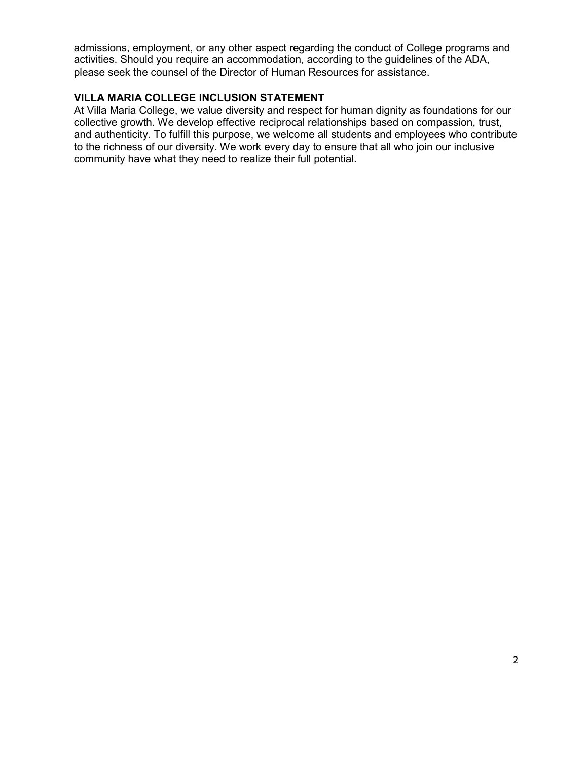admissions, employment, or any other aspect regarding the conduct of College programs and activities. Should you require an accommodation, according to the guidelines of the ADA, please seek the counsel of the Director of Human Resources for assistance.

**VILLA MARIA COLLEGE INCLUSION STATEMENT**

At Villa Maria College, we value diversity and respect for human dignity as foundations for our collective growth. We develop effective reciprocal relationships based on compassion, trust, and authenticity. To fulfill this purpose, we welcome all students and employees who contribute to the richness of our diversity. We work every day to ensure that all who join our inclusive community have what they need to realize their full potential.